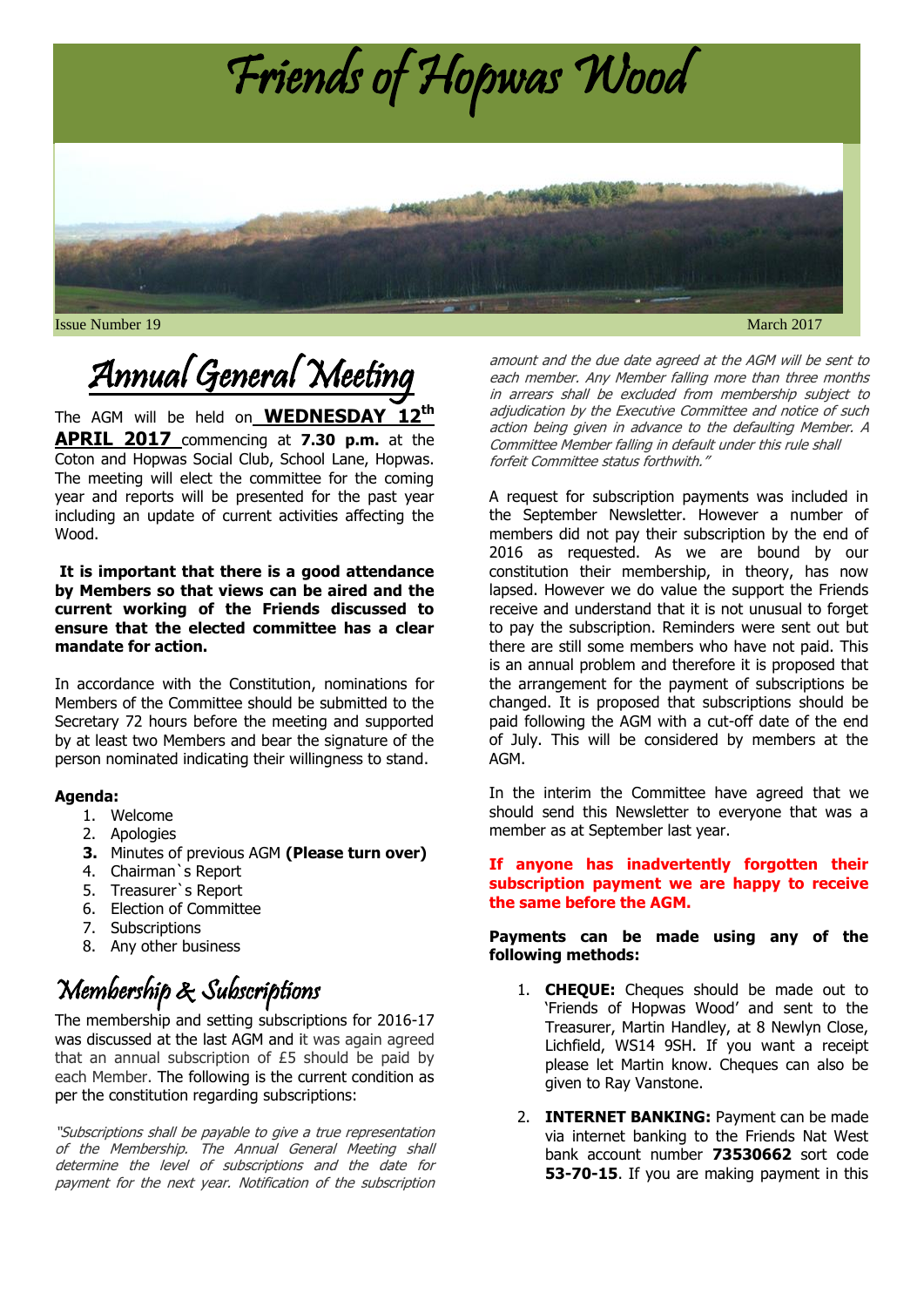# Friends of Hopwas Wood

Issue Number 19

March 2017

## Annual General Meeting

The AGM will be held on **WEDNESDAY 12th APRIL 2017** commencing at **7.30 p.m.** at the Coton and Hopwas Social Club, School Lane, Hopwas. The meeting will elect the committee for the coming year and reports will be presented for the past year including an update of current activities affecting the Wood.

**It is important that there is a good attendance by Members so that views can be aired and the current working of the Friends discussed to ensure that the elected committee has a clear mandate for action.**

In accordance with the Constitution, nominations for Members of the Committee should be submitted to the Secretary 72 hours before the meeting and supported by at least two Members and bear the signature of the person nominated indicating their willingness to stand.

**Agenda:**

1. Welcome
2. Apologies
3. **Minutes of previous AGM (Please turn over)**
4. Chairman`s Report
5. Treasurer`s Report
6. Election of Committee
7. Subscriptions
8. Any other business

## Membership & Subscriptions

The membership and setting subscriptions for 2016-17 was discussed at the last AGM and it was again agreed that an annual subscription of £5 should be paid by each Member. The following is the current condition as per the constitution regarding subscriptions:

*"Subscriptions shall be payable to give a true representation of the Membership. The Annual General Meeting shall determine the level of subscriptions and the date for payment for the next year. Notification of the subscription amount and the due date agreed at the AGM will be sent to each member. Any Member falling more than three months in arrears shall be excluded from membership subject to adjudication by the Executive Committee and notice of such action being given in advance to the defaulting Member. A Committee Member falling in default under this rule shall forfeit Committee status forthwith."*

A request for subscription payments was included in the September Newsletter. However a number of members did not pay their subscription by the end of 2016 as requested. As we are bound by our constitution their membership, in theory, has now lapsed. However we do value the support the Friends receive and understand that it is not unusual to forget to pay the subscription. Reminders were sent out but there are still some members who have not paid. This is an annual problem and therefore it is proposed that the arrangement for the payment of subscriptions be changed. It is proposed that subscriptions should be paid following the AGM with a cut-off date of the end of July. This will be considered by members at the AGM.

In the interim the Committee have agreed that we should send this Newsletter to everyone that was a member as at September last year.

**If anyone has inadvertently forgotten their subscription payment we are happy to receive the same before the AGM.**

**Payments can be made using any of the following methods:**

1. **CHEQUE:** Cheques should be made out to 'Friends of Hopwas Wood' and sent to the Treasurer, Martin Handley, at 8 Newlyn Close, Lichfield, WS14 9SH. If you want a receipt please let Martin know. Cheques can also be given to Ray Vanstone.
2. **INTERNET BANKING:** Payment can be made via internet banking to the Friends Nat West bank account number **73530662** sort code **53-70-15**. If you are making payment in this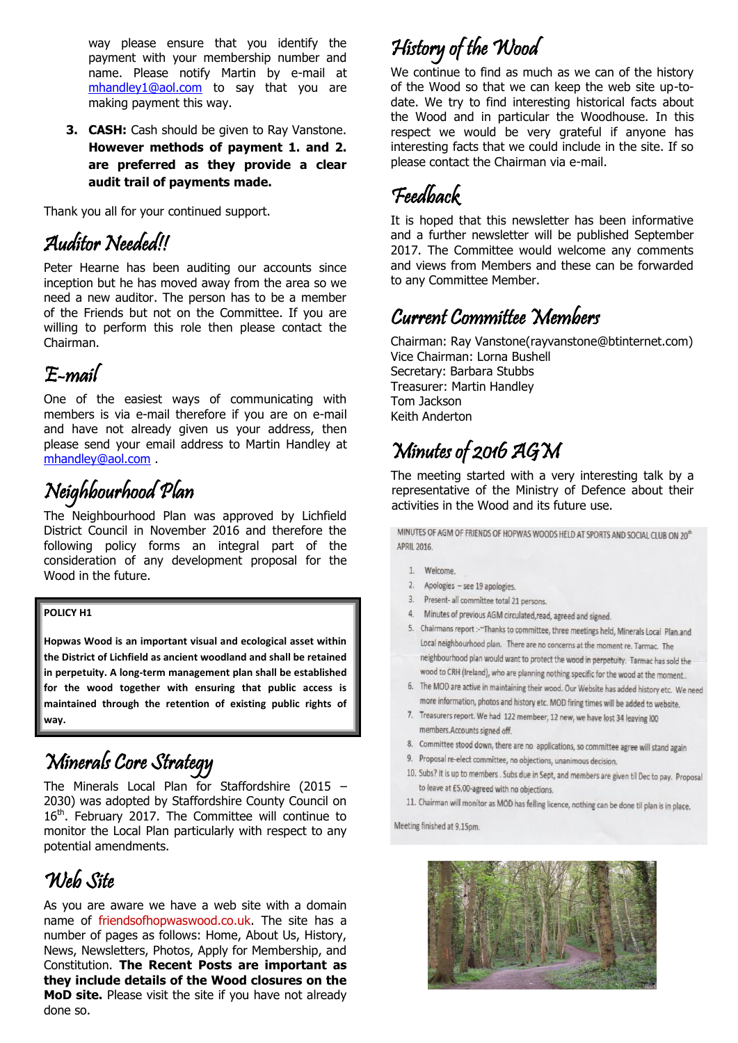way please ensure that you identify the payment with your membership number and name. Please notify Martin by e-mail at mhandley1@aol.com to say that you are making payment this way.

3. **CASH:** Cash should be given to Ray Vanstone. **However methods of payment 1. and 2. are preferred as they provide a clear audit trail of payments made.**

Thank you all for your continued support.

## Auditor Needed!!

Peter Hearne has been auditing our accounts since inception but he has moved away from the area so we need a new auditor. The person has to be a member of the Friends but not on the Committee. If you are willing to perform this role then please contact the Chairman.

## E-mail

One of the easiest ways of communicating with members is via e-mail therefore if you are on e-mail and have not already given us your address, then please send your email address to Martin Handley at mhandley@aol.com .

## Neighbourhood Plan

The Neighbourhood Plan was approved by Lichfield District Council in November 2016 and therefore the following policy forms an integral part of the consideration of any development proposal for the Wood in the future.

> **POLICY H1**
>
> **Hopwas Wood is an important visual and ecological asset within the District of Lichfield as ancient woodland and shall be retained in perpetuity. A long-term management plan shall be established for the wood together with ensuring that public access is maintained through the retention of existing public rights of way.**

## Minerals Core Strategy

The Minerals Local Plan for Staffordshire (2015 – 2030) was adopted by Staffordshire County Council on 16th. February 2017. The Committee will continue to monitor the Local Plan particularly with respect to any potential amendments.

## Web Site

As you are aware we have a web site with a domain name of friendsofhopwaswood.co.uk. The site has a number of pages as follows: Home, About Us, History, News, Newsletters, Photos, Apply for Membership, and Constitution. **The Recent Posts are important as they include details of the Wood closures on the MoD site.** Please visit the site if you have not already done so.

## History of the Wood

We continue to find as much as we can of the history of the Wood so that we can keep the web site up-to-date. We try to find interesting historical facts about the Wood and in particular the Woodhouse. In this respect we would be very grateful if anyone has interesting facts that we could include in the site. If so please contact the Chairman via e-mail.

## Feedback

It is hoped that this newsletter has been informative and a further newsletter will be published September 2017. The Committee would welcome any comments and views from Members and these can be forwarded to any Committee Member.

## Current Committee Members

Chairman: Ray Vanstone(rayvanstone@btinternet.com)
Vice Chairman: Lorna Bushell
Secretary: Barbara Stubbs
Treasurer: Martin Handley
Tom Jackson
Keith Anderton

## Minutes of 2016 AGM

The meeting started with a very interesting talk by a representative of the Ministry of Defence about their activities in the Wood and its future use.

MINUTES OF AGM OF FRIENDS OF HOPWAS WOODS HELD AT SPORTS AND SOCIAL CLUB ON 20th APRIL 2016.

1. Welcome.
2. Apologies – see 19 apologies.
3. Present- all committee total 21 persons.
4. Minutes of previous AGM circulated,read, agreed and signed.
5. Chairmans report :-"Thanks to committee, three meetings held, Minerals Local Plan.and Local neighbourhood plan. There are no concerns at the moment re. Tarmac. The neighbourhood plan would want to protect the wood in perpetuity. Tarmac has sold the wood to CRH (Ireland), who are planning nothing specific for the wood at the moment..
6. The MOD are active in maintaining their wood. Our Website has added history etc. We need more information, photos and history etc. MOD firing times will be added to website.
7. Treasurers report. We had 122 membeer, 12 new, we have lost 34 leaving 100 members.Accounts signed off.
8. Committee stood down, there are no applications, so committee agree will stand again
9. Proposal re-elect committee, no objections, unanimous decision.
10. Subs? It is up to members . Subs due in Sept, and members are given til Dec to pay. Proposal to leave at £5.00-agreed with no objections.
11. Chairman will monitor as MOD has felling licence, nothing can be done til plan is in place.

Meeting finished at 9.15pm.